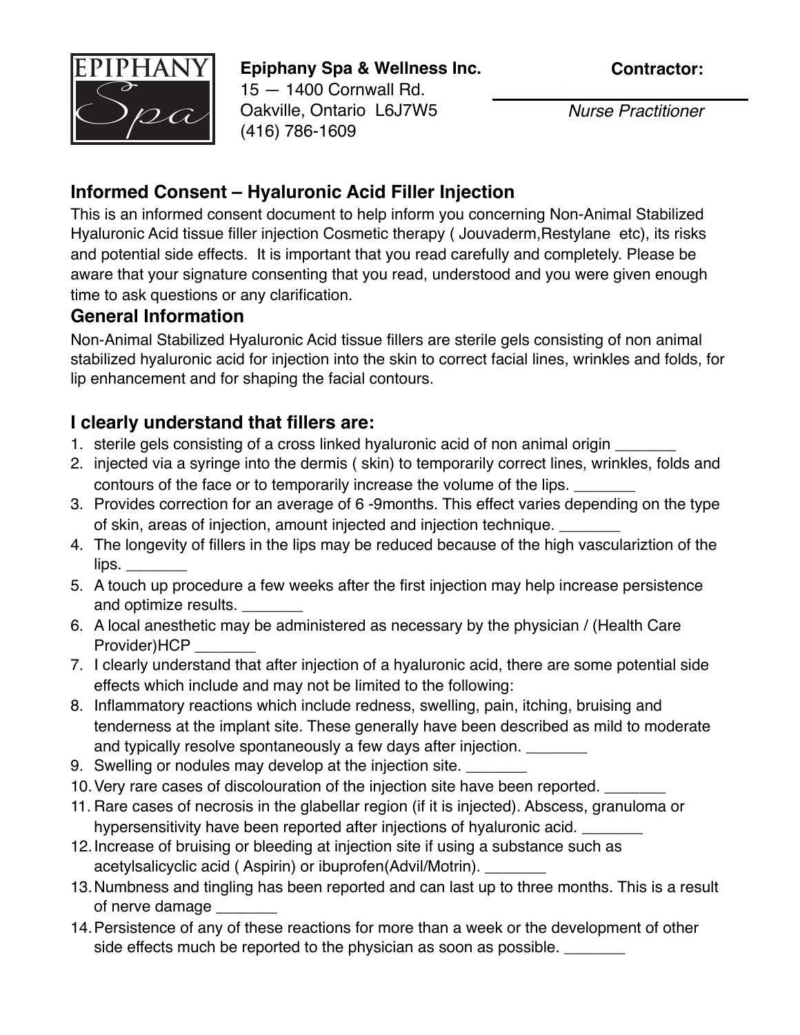EPIPHANY Spa

**Epiphany Spa & Wellness Inc.**
15 — 1400 Cornwall Rd.
Oakville, Ontario L6J7W5
(416) 786-1609

**Contractor:**

___________________________
*Nurse Practitioner*

## Informed Consent – Hyaluronic Acid Filler Injection

This is an informed consent document to help inform you concerning Non-Animal Stabilized Hyaluronic Acid tissue filler injection Cosmetic therapy ( Jouvaderm,Restylane etc), its risks and potential side effects. It is important that you read carefully and completely. Please be aware that your signature consenting that you read, understood and you were given enough time to ask questions or any clarification.

## General Information

Non-Animal Stabilized Hyaluronic Acid tissue fillers are sterile gels consisting of non animal stabilized hyaluronic acid for injection into the skin to correct facial lines, wrinkles and folds, for lip enhancement and for shaping the facial contours.

## I clearly understand that fillers are:

1. sterile gels consisting of a cross linked hyaluronic acid of non animal origin _______
2. injected via a syringe into the dermis ( skin) to temporarily correct lines, wrinkles, folds and contours of the face or to temporarily increase the volume of the lips. _______
3. Provides correction for an average of 6 -9months. This effect varies depending on the type of skin, areas of injection, amount injected and injection technique. _______
4. The longevity of fillers in the lips may be reduced because of the high vasculariztion of the lips. _______
5. A touch up procedure a few weeks after the first injection may help increase persistence and optimize results. _______
6. A local anesthetic may be administered as necessary by the physician / (Health Care Provider)HCP _______
7. I clearly understand that after injection of a hyaluronic acid, there are some potential side effects which include and may not be limited to the following:
8. Inflammatory reactions which include redness, swelling, pain, itching, bruising and tenderness at the implant site. These generally have been described as mild to moderate and typically resolve spontaneously a few days after injection. _______
9. Swelling or nodules may develop at the injection site. _______
10. Very rare cases of discolouration of the injection site have been reported. _______
11. Rare cases of necrosis in the glabellar region (if it is injected). Abscess, granuloma or hypersensitivity have been reported after injections of hyaluronic acid. _______
12. Increase of bruising or bleeding at injection site if using a substance such as acetylsalicyclic acid ( Aspirin) or ibuprofen(Advil/Motrin). _______
13. Numbness and tingling has been reported and can last up to three months. This is a result of nerve damage _______
14. Persistence of any of these reactions for more than a week or the development of other side effects much be reported to the physician as soon as possible. _______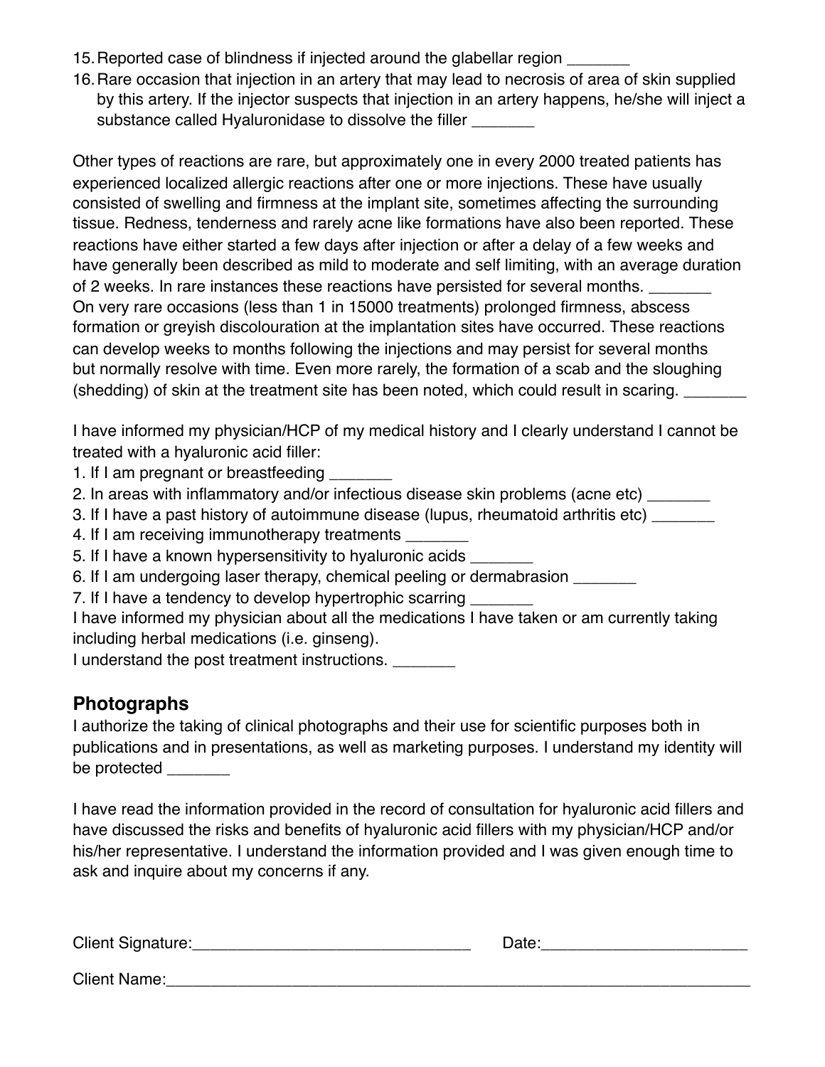15. Reported case of blindness if injected around the glabellar region _______
16. Rare occasion that injection in an artery that may lead to necrosis of area of skin supplied by this artery. If the injector suspects that injection in an artery happens, he/she will inject a substance called Hyaluronidase to dissolve the filler _______

Other types of reactions are rare, but approximately one in every 2000 treated patients has experienced localized allergic reactions after one or more injections. These have usually consisted of swelling and firmness at the implant site, sometimes affecting the surrounding tissue. Redness, tenderness and rarely acne like formations have also been reported. These reactions have either started a few days after injection or after a delay of a few weeks and have generally been described as mild to moderate and self limiting, with an average duration of 2 weeks. In rare instances these reactions have persisted for several months. _______
On very rare occasions (less than 1 in 15000 treatments) prolonged firmness, abscess formation or greyish discolouration at the implantation sites have occurred. These reactions can develop weeks to months following the injections and may persist for several months but normally resolve with time. Even more rarely, the formation of a scab and the sloughing (shedding) of skin at the treatment site has been noted, which could result in scaring. _______

I have informed my physician/HCP of my medical history and I clearly understand I cannot be treated with a hyaluronic acid filler:

1. If I am pregnant or breastfeeding _______
2. In areas with inflammatory and/or infectious disease skin problems (acne etc) _______
3. If I have a past history of autoimmune disease (lupus, rheumatoid arthritis etc) _______
4. If I am receiving immunotherapy treatments _______
5. If I have a known hypersensitivity to hyaluronic acids _______
6. If I am undergoing laser therapy, chemical peeling or dermabrasion _______
7. If I have a tendency to develop hypertrophic scarring _______

I have informed my physician about all the medications I have taken or am currently taking including herbal medications (i.e. ginseng).
I understand the post treatment instructions. _______

## Photographs

I authorize the taking of clinical photographs and their use for scientific purposes both in publications and in presentations, as well as marketing purposes. I understand my identity will be protected _______

I have read the information provided in the record of consultation for hyaluronic acid fillers and have discussed the risks and benefits of hyaluronic acid fillers with my physician/HCP and/or his/her representative. I understand the information provided and I was given enough time to ask and inquire about my concerns if any.

Client Signature:_______________________________ Date:______________________

Client Name:_________________________________________________________________